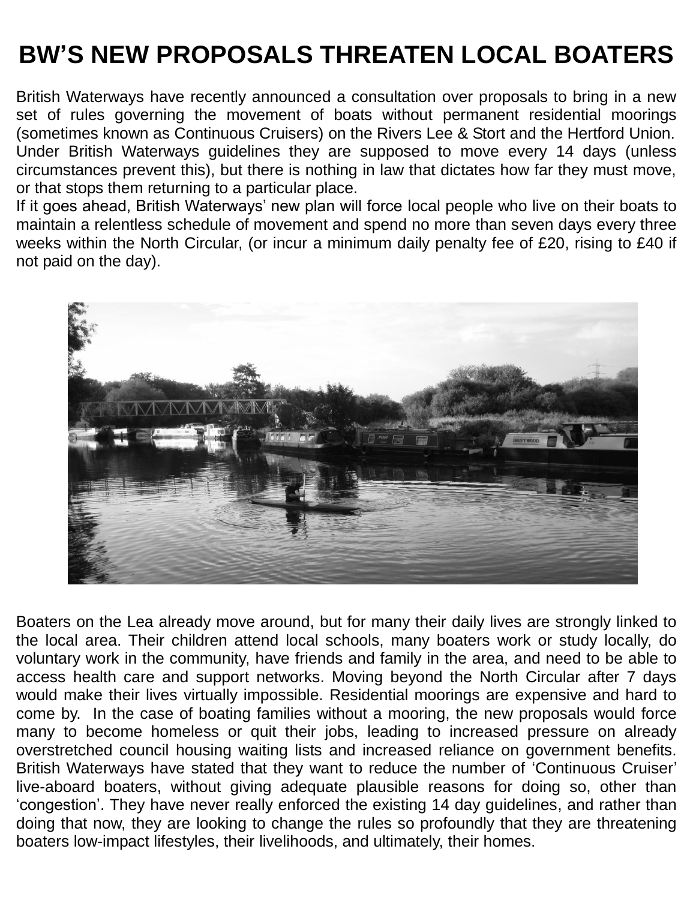# BW'S NEW PROPOSALS THREATEN LOCAL BOATERS

British Waterways have recently announced a consultation over proposals to bring in a new set of rules governing the movement of boats without permanent residential moorings (sometimes known as Continuous Cruisers) on the Rivers Lee & Stort and the Hertford Union. Under British Waterways guidelines they are supposed to move every 14 days (unless circumstances prevent this), but there is nothing in law that dictates how far they must move, or that stops them returning to a particular place.

If it goes ahead, British Waterways' new plan will force local people who live on their boats to maintain a relentless schedule of movement and spend no more than seven days every three weeks within the North Circular, (or incur a minimum daily penalty fee of £20, rising to £40 if not paid on the day).

Boaters on the Lea already move around, but for many their daily lives are strongly linked to the local area. Their children attend local schools, many boaters work or study locally, do voluntary work in the community, have friends and family in the area, and need to be able to access health care and support networks. Moving beyond the North Circular after 7 days would make their lives virtually impossible. Residential moorings are expensive and hard to come by. In the case of boating families without a mooring, the new proposals would force many to become homeless or quit their jobs, leading to increased pressure on already overstretched council housing waiting lists and increased reliance on government benefits. British Waterways have stated that they want to reduce the number of 'Continuous Cruiser' live-aboard boaters, without giving adequate plausible reasons for doing so, other than 'congestion'. They have never really enforced the existing 14 day guidelines, and rather than doing that now, they are looking to change the rules so profoundly that they are threatening boaters low-impact lifestyles, their livelihoods, and ultimately, their homes.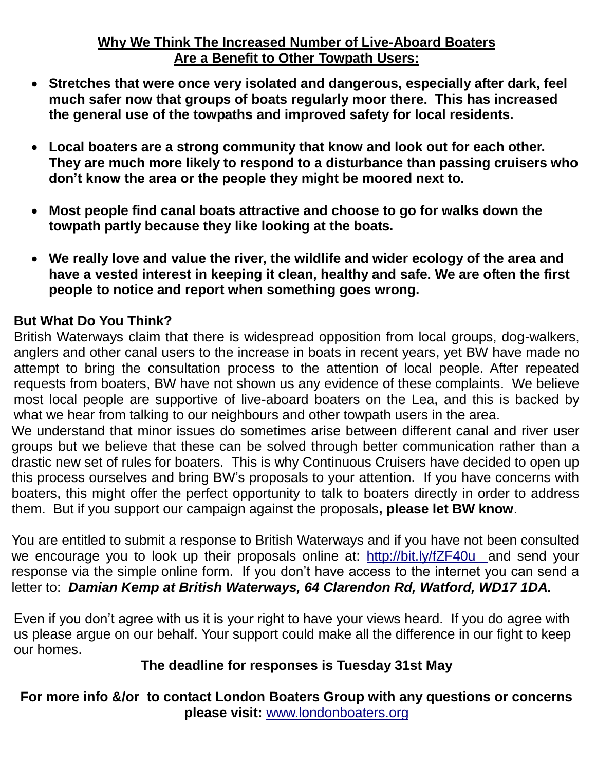## Why We Think The Increased Number of Live-Aboard Boaters Are a Benefit to Other Towpath Users:

- **Stretches that were once very isolated and dangerous, especially after dark, feel much safer now that groups of boats regularly moor there. This has increased the general use of the towpaths and improved safety for local residents.**
- **Local boaters are a strong community that know and look out for each other. They are much more likely to respond to a disturbance than passing cruisers who don't know the area or the people they might be moored next to.**
- **Most people find canal boats attractive and choose to go for walks down the towpath partly because they like looking at the boats.**
- **We really love and value the river, the wildlife and wider ecology of the area and have a vested interest in keeping it clean, healthy and safe. We are often the first people to notice and report when something goes wrong.**

**But What Do You Think?**

British Waterways claim that there is widespread opposition from local groups, dog-walkers, anglers and other canal users to the increase in boats in recent years, yet BW have made no attempt to bring the consultation process to the attention of local people. After repeated requests from boaters, BW have not shown us any evidence of these complaints. We believe most local people are supportive of live-aboard boaters on the Lea, and this is backed by what we hear from talking to our neighbours and other towpath users in the area.

We understand that minor issues do sometimes arise between different canal and river user groups but we believe that these can be solved through better communication rather than a drastic new set of rules for boaters. This is why Continuous Cruisers have decided to open up this process ourselves and bring BW's proposals to your attention. If you have concerns with boaters, this might offer the perfect opportunity to talk to boaters directly in order to address them. But if you support our campaign against the proposals**, please let BW know**.

You are entitled to submit a response to British Waterways and if you have not been consulted we encourage you to look up their proposals online at: http://bit.ly/fZF40u and send your response via the simple online form. If you don't have access to the internet you can send a letter to: ***Damian Kemp at British Waterways, 64 Clarendon Rd, Watford, WD17 1DA.***

Even if you don't agree with us it is your right to have your views heard. If you do agree with us please argue on our behalf. Your support could make all the difference in our fight to keep our homes.

**The deadline for responses is Tuesday 31st May**

**For more info &/or to contact London Boaters Group with any questions or concerns please visit:** www.londonboaters.org